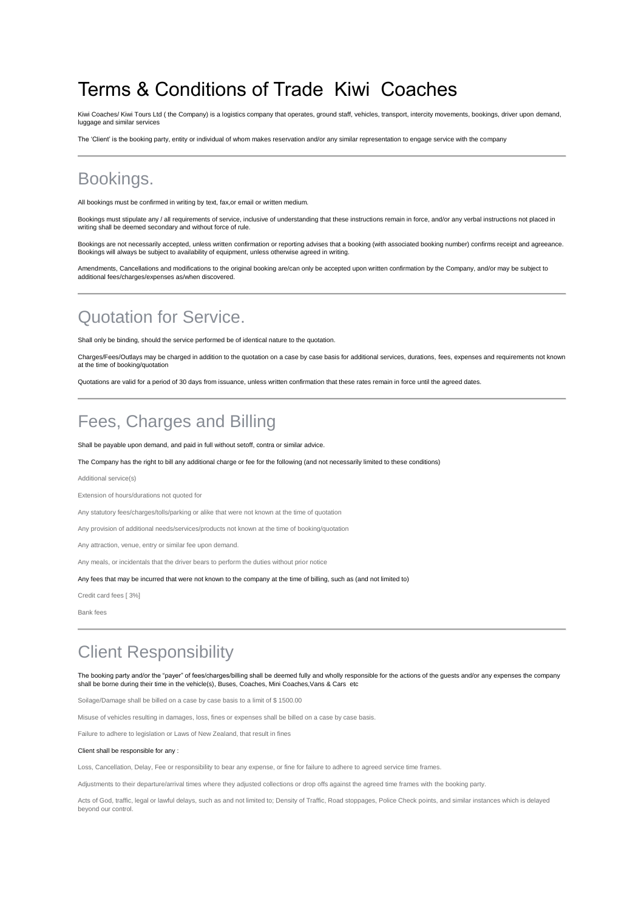# Terms & Conditions of Trade Kiwi Coaches

Kiwi Coaches/ Kiwi Tours Ltd ( the Company) is a logistics company that operates, ground staff, vehicles, transport, intercity movements, bookings, driver upon demand, luggage and similar services

The 'Client' is the booking party, entity or individual of whom makes reservation and/or any similar representation to engage service with the company

---

## Bookings.

All bookings must be confirmed in writing by text, fax,or email or written medium.

Bookings must stipulate any / all requirements of service, inclusive of understanding that these instructions remain in force, and/or any verbal instructions not placed in writing shall be deemed secondary and without force of rule.

Bookings are not necessarily accepted, unless written confirmation or reporting advises that a booking (with associated booking number) confirms receipt and agreeance. Bookings will always be subject to availability of equipment, unless otherwise agreed in writing.

Amendments, Cancellations and modifications to the original booking are/can only be accepted upon written confirmation by the Company, and/or may be subject to additional fees/charges/expenses as/when discovered.

---

## Quotation for Service.

Shall only be binding, should the service performed be of identical nature to the quotation.

Charges/Fees/Outlays may be charged in addition to the quotation on a case by case basis for additional services, durations, fees, expenses and requirements not known at the time of booking/quotation

Quotations are valid for a period of 30 days from issuance, unless written confirmation that these rates remain in force until the agreed dates.

---

## Fees, Charges and Billing

Shall be payable upon demand, and paid in full without setoff, contra or similar advice.

The Company has the right to bill any additional charge or fee for the following (and not necessarily limited to these conditions)

Additional service(s)

Extension of hours/durations not quoted for

Any statutory fees/charges/tolls/parking or alike that were not known at the time of quotation

Any provision of additional needs/services/products not known at the time of booking/quotation

Any attraction, venue, entry or similar fee upon demand.

Any meals, or incidentals that the driver bears to perform the duties without prior notice

Any fees that may be incurred that were not known to the company at the time of billing, such as (and not limited to)

Credit card fees [ 3%]

Bank fees

---

## Client Responsibility

The booking party and/or the "payer" of fees/charges/billing shall be deemed fully and wholly responsible for the actions of the guests and/or any expenses the company shall be borne during their time in the vehicle(s), Buses, Coaches, Mini Coaches,Vans & Cars etc

Soilage/Damage shall be billed on a case by case basis to a limit of $ 1500.00

Misuse of vehicles resulting in damages, loss, fines or expenses shall be billed on a case by case basis.

Failure to adhere to legislation or Laws of New Zealand, that result in fines

Client shall be responsible for any :

Loss, Cancellation, Delay, Fee or responsibility to bear any expense, or fine for failure to adhere to agreed service time frames.

Adjustments to their departure/arrival times where they adjusted collections or drop offs against the agreed time frames with the booking party.

Acts of God, traffic, legal or lawful delays, such as and not limited to; Density of Traffic, Road stoppages, Police Check points, and similar instances which is delayed beyond our control.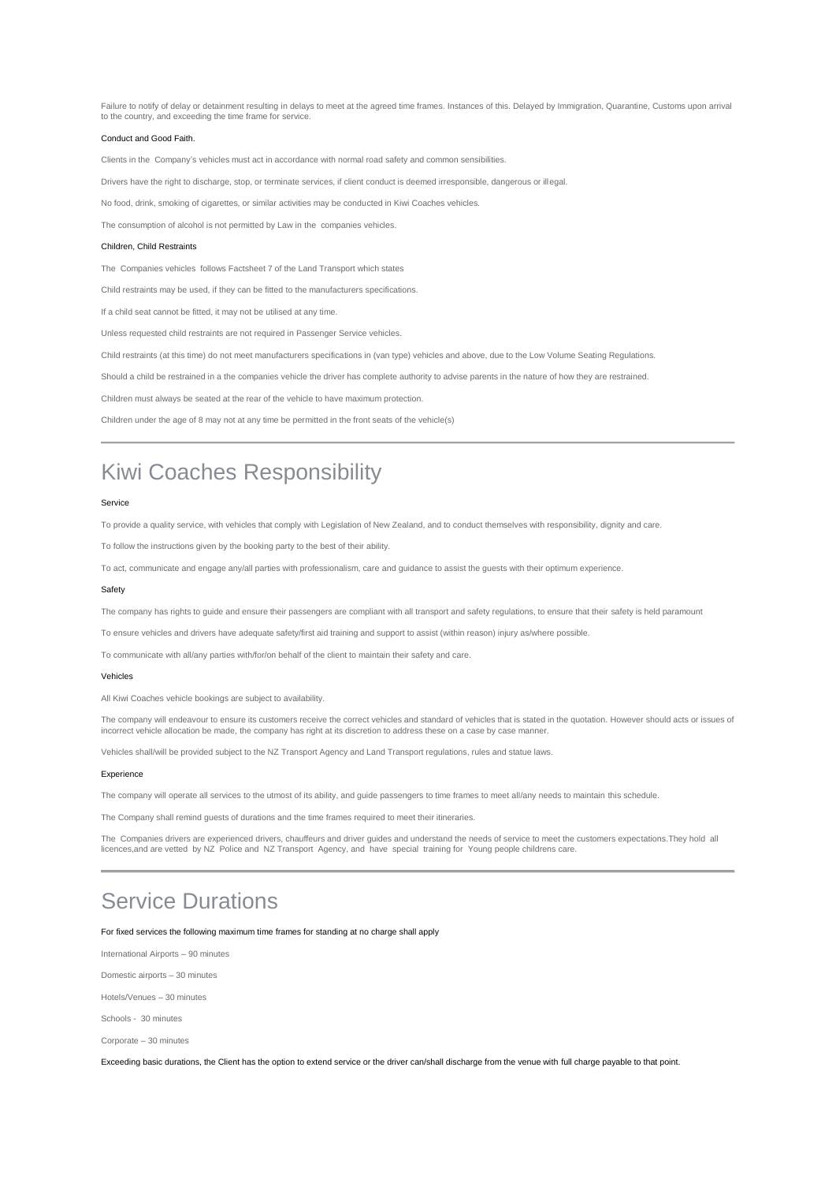Failure to notify of delay or detainment resulting in delays to meet at the agreed time frames. Instances of this. Delayed by Immigration, Quarantine, Customs upon arrival to the country, and exceeding the time frame for service.

#### Conduct and Good Faith.

Clients in the Company's vehicles must act in accordance with normal road safety and common sensibilities.

Drivers have the right to discharge, stop, or terminate services, if client conduct is deemed irresponsible, dangerous or illegal.

No food, drink, smoking of cigarettes, or similar activities may be conducted in Kiwi Coaches vehicles.

The consumption of alcohol is not permitted by Law in the companies vehicles.

#### Children, Child Restraints

The Companies vehicles follows Factsheet 7 of the Land Transport which states

Child restraints may be used, if they can be fitted to the manufacturers specifications.

If a child seat cannot be fitted, it may not be utilised at any time.

Unless requested child restraints are not required in Passenger Service vehicles.

Child restraints (at this time) do not meet manufacturers specifications in (van type) vehicles and above, due to the Low Volume Seating Regulations.

Should a child be restrained in a the companies vehicle the driver has complete authority to advise parents in the nature of how they are restrained.

Children must always be seated at the rear of the vehicle to have maximum protection.

Children under the age of 8 may not at any time be permitted in the front seats of the vehicle(s)

---

# Kiwi Coaches Responsibility

#### Service

To provide a quality service, with vehicles that comply with Legislation of New Zealand, and to conduct themselves with responsibility, dignity and care.

To follow the instructions given by the booking party to the best of their ability.

To act, communicate and engage any/all parties with professionalism, care and guidance to assist the guests with their optimum experience.

#### Safety

The company has rights to guide and ensure their passengers are compliant with all transport and safety regulations, to ensure that their safety is held paramount

To ensure vehicles and drivers have adequate safety/first aid training and support to assist (within reason) injury as/where possible.

To communicate with all/any parties with/for/on behalf of the client to maintain their safety and care.

#### Vehicles

All Kiwi Coaches vehicle bookings are subject to availability.

The company will endeavour to ensure its customers receive the correct vehicles and standard of vehicles that is stated in the quotation. However should acts or issues of incorrect vehicle allocation be made, the company has right at its discretion to address these on a case by case manner.

Vehicles shall/will be provided subject to the NZ Transport Agency and Land Transport regulations, rules and statue laws.

#### Experience

The company will operate all services to the utmost of its ability, and guide passengers to time frames to meet all/any needs to maintain this schedule.

The Company shall remind guests of durations and the time frames required to meet their itineraries.

The Companies drivers are experienced drivers, chauffeurs and driver guides and understand the needs of service to meet the customers expectations.They hold all licences,and are vetted by NZ Police and NZ Transport Agency, and have special training for Young people childrens care.

---

# Service Durations

For fixed services the following maximum time frames for standing at no charge shall apply

International Airports – 90 minutes

Domestic airports – 30 minutes

Hotels/Venues – 30 minutes

Schools - 30 minutes

Corporate – 30 minutes

Exceeding basic durations, the Client has the option to extend service or the driver can/shall discharge from the venue with full charge payable to that point.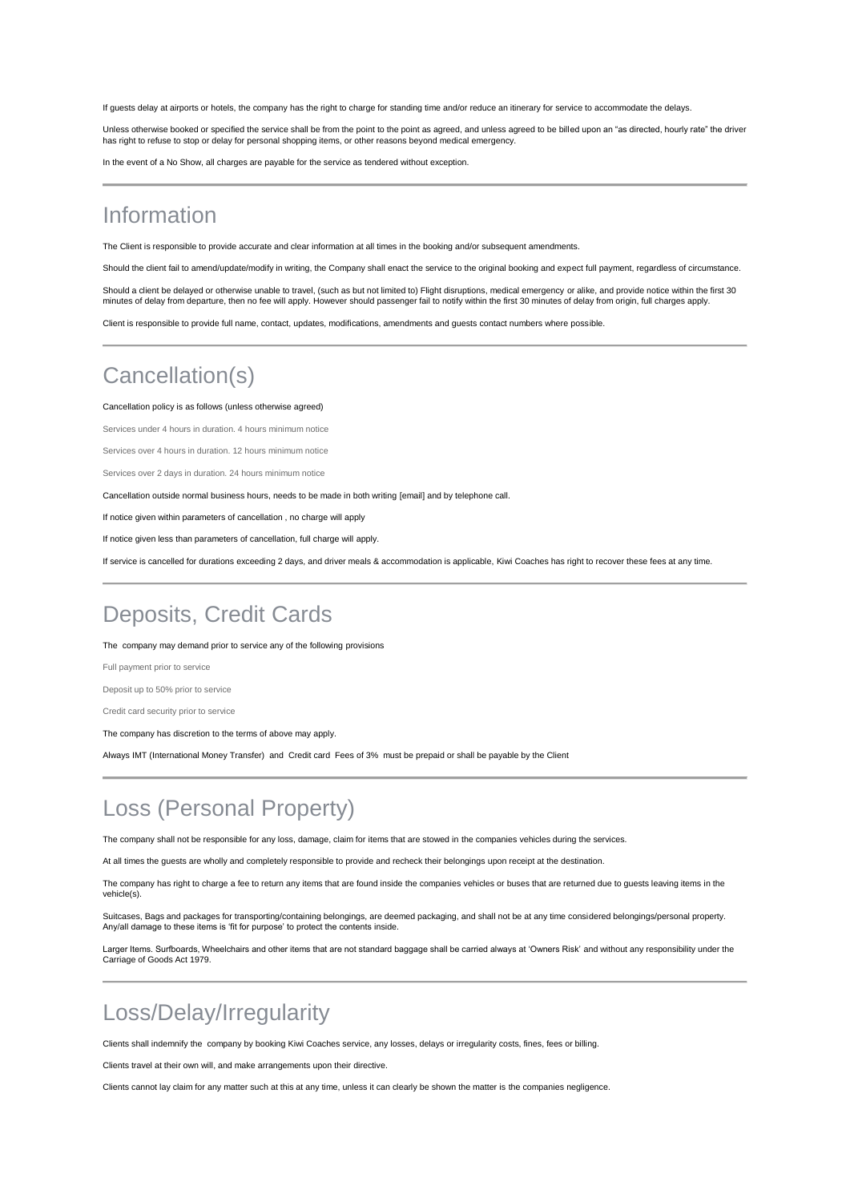If guests delay at airports or hotels, the company has the right to charge for standing time and/or reduce an itinerary for service to accommodate the delays.

Unless otherwise booked or specified the service shall be from the point to the point as agreed, and unless agreed to be billed upon an "as directed, hourly rate" the driver has right to refuse to stop or delay for personal shopping items, or other reasons beyond medical emergency.

In the event of a No Show, all charges are payable for the service as tendered without exception.

---

## Information

The Client is responsible to provide accurate and clear information at all times in the booking and/or subsequent amendments.

Should the client fail to amend/update/modify in writing, the Company shall enact the service to the original booking and expect full payment, regardless of circumstance.

Should a client be delayed or otherwise unable to travel, (such as but not limited to) Flight disruptions, medical emergency or alike, and provide notice within the first 30 minutes of delay from departure, then no fee will apply. However should passenger fail to notify within the first 30 minutes of delay from origin, full charges apply.

Client is responsible to provide full name, contact, updates, modifications, amendments and guests contact numbers where possible.

---

## Cancellation(s)

Cancellation policy is as follows (unless otherwise agreed)

Services under 4 hours in duration. 4 hours minimum notice

Services over 4 hours in duration. 12 hours minimum notice

Services over 2 days in duration. 24 hours minimum notice

Cancellation outside normal business hours, needs to be made in both writing [email] and by telephone call.

If notice given within parameters of cancellation , no charge will apply

If notice given less than parameters of cancellation, full charge will apply.

If service is cancelled for durations exceeding 2 days, and driver meals & accommodation is applicable, Kiwi Coaches has right to recover these fees at any time.

---

## Deposits, Credit Cards

The company may demand prior to service any of the following provisions

Full payment prior to service

Deposit up to 50% prior to service

Credit card security prior to service

The company has discretion to the terms of above may apply.

Always IMT (International Money Transfer) and Credit card Fees of 3% must be prepaid or shall be payable by the Client

---

## Loss (Personal Property)

The company shall not be responsible for any loss, damage, claim for items that are stowed in the companies vehicles during the services.

At all times the guests are wholly and completely responsible to provide and recheck their belongings upon receipt at the destination.

The company has right to charge a fee to return any items that are found inside the companies vehicles or buses that are returned due to guests leaving items in the vehicle(s).

Suitcases, Bags and packages for transporting/containing belongings, are deemed packaging, and shall not be at any time considered belongings/personal property. Any/all damage to these items is 'fit for purpose' to protect the contents inside.

Larger Items. Surfboards, Wheelchairs and other items that are not standard baggage shall be carried always at 'Owners Risk' and without any responsibility under the Carriage of Goods Act 1979.

---

## Loss/Delay/Irregularity

Clients shall indemnify the company by booking Kiwi Coaches service, any losses, delays or irregularity costs, fines, fees or billing.

Clients travel at their own will, and make arrangements upon their directive.

Clients cannot lay claim for any matter such at this at any time, unless it can clearly be shown the matter is the companies negligence.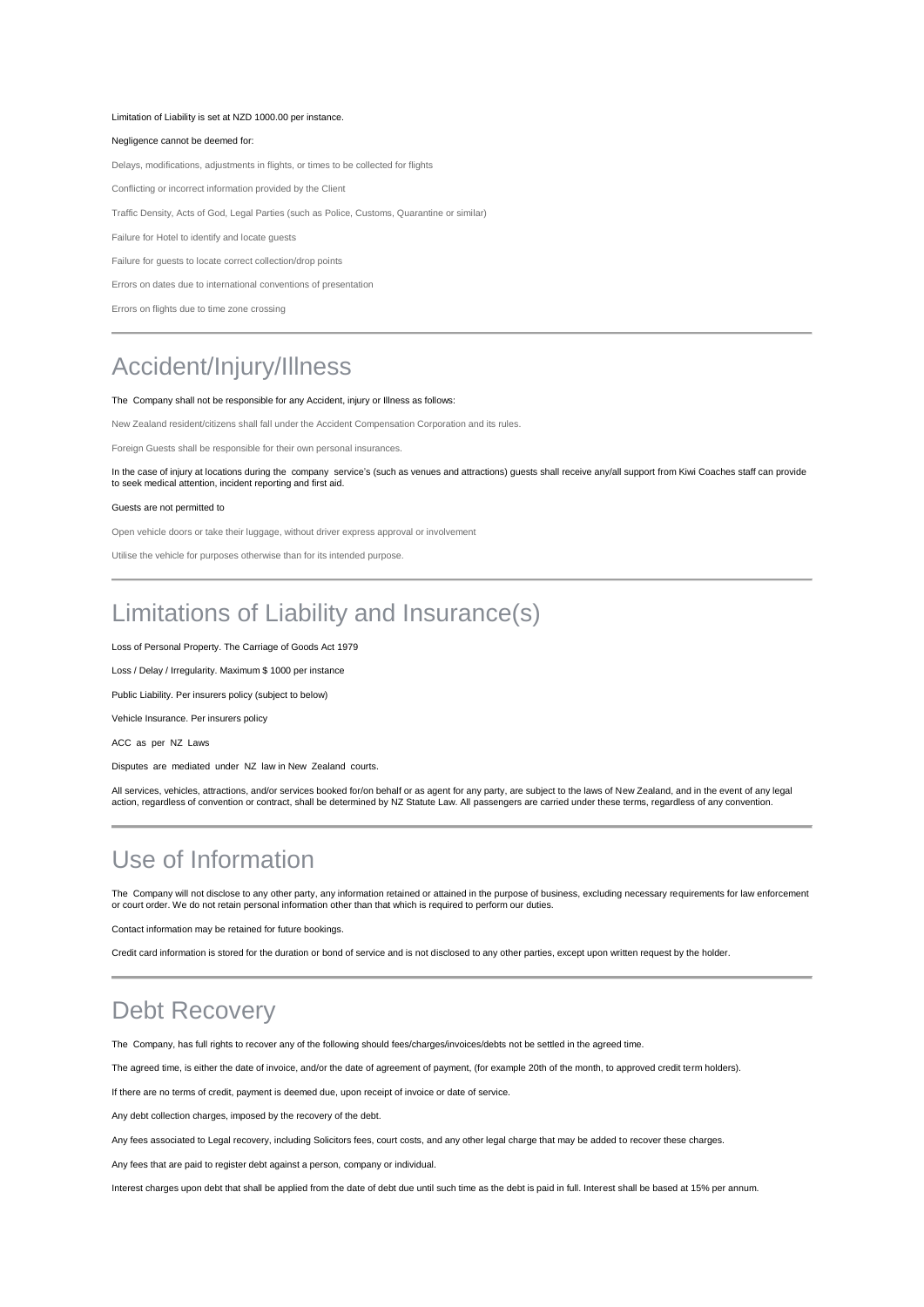Limitation of Liability is set at NZD 1000.00 per instance.

Negligence cannot be deemed for:

Delays, modifications, adjustments in flights, or times to be collected for flights

Conflicting or incorrect information provided by the Client

Traffic Density, Acts of God, Legal Parties (such as Police, Customs, Quarantine or similar)

Failure for Hotel to identify and locate guests

Failure for guests to locate correct collection/drop points

Errors on dates due to international conventions of presentation

Errors on flights due to time zone crossing

---

## Accident/Injury/Illness

The Company shall not be responsible for any Accident, injury or Illness as follows:

New Zealand resident/citizens shall fall under the Accident Compensation Corporation and its rules.

Foreign Guests shall be responsible for their own personal insurances.

In the case of injury at locations during the company service's (such as venues and attractions) guests shall receive any/all support from Kiwi Coaches staff can provide to seek medical attention, incident reporting and first aid.

Guests are not permitted to

Open vehicle doors or take their luggage, without driver express approval or involvement

Utilise the vehicle for purposes otherwise than for its intended purpose.

---

## Limitations of Liability and Insurance(s)

Loss of Personal Property. The Carriage of Goods Act 1979

Loss / Delay / Irregularity. Maximum $ 1000 per instance

Public Liability. Per insurers policy (subject to below)

Vehicle Insurance. Per insurers policy

ACC as per NZ Laws

Disputes are mediated under NZ law in New Zealand courts.

All services, vehicles, attractions, and/or services booked for/on behalf or as agent for any party, are subject to the laws of New Zealand, and in the event of any legal action, regardless of convention or contract, shall be determined by NZ Statute Law. All passengers are carried under these terms, regardless of any convention.

---

## Use of Information

The Company will not disclose to any other party, any information retained or attained in the purpose of business, excluding necessary requirements for law enforcement or court order. We do not retain personal information other than that which is required to perform our duties.

Contact information may be retained for future bookings.

Credit card information is stored for the duration or bond of service and is not disclosed to any other parties, except upon written request by the holder.

---

## Debt Recovery

The Company, has full rights to recover any of the following should fees/charges/invoices/debts not be settled in the agreed time.

The agreed time, is either the date of invoice, and/or the date of agreement of payment, (for example 20th of the month, to approved credit term holders).

If there are no terms of credit, payment is deemed due, upon receipt of invoice or date of service.

Any debt collection charges, imposed by the recovery of the debt.

Any fees associated to Legal recovery, including Solicitors fees, court costs, and any other legal charge that may be added to recover these charges.

Any fees that are paid to register debt against a person, company or individual.

Interest charges upon debt that shall be applied from the date of debt due until such time as the debt is paid in full. Interest shall be based at 15% per annum.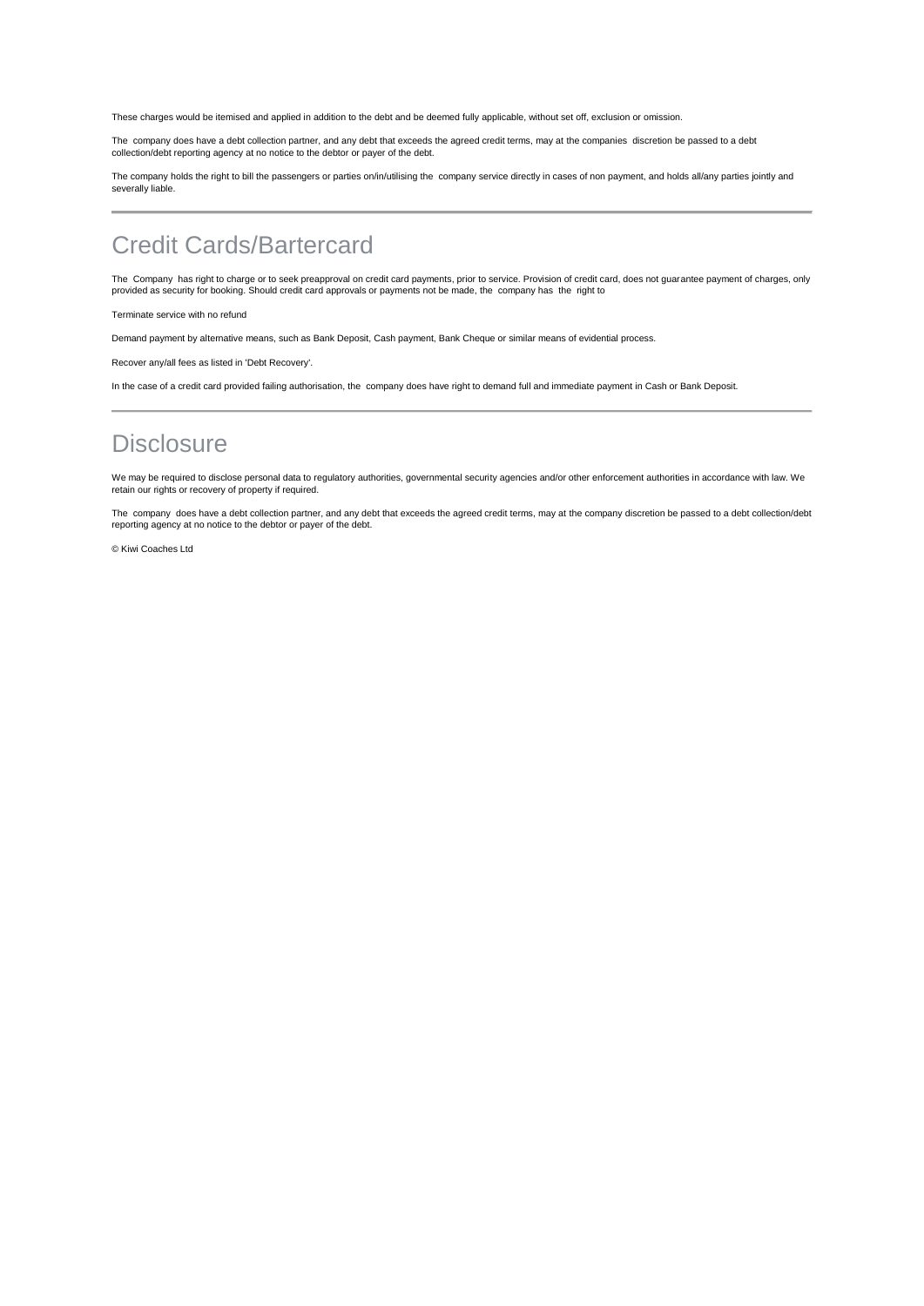These charges would be itemised and applied in addition to the debt and be deemed fully applicable, without set off, exclusion or omission.

The company does have a debt collection partner, and any debt that exceeds the agreed credit terms, may at the companies discretion be passed to a debt collection/debt reporting agency at no notice to the debtor or payer of the debt.

The company holds the right to bill the passengers or parties on/in/utilising the company service directly in cases of non payment, and holds all/any parties jointly and severally liable.

---

# Credit Cards/Bartercard

The Company has right to charge or to seek preapproval on credit card payments, prior to service. Provision of credit card, does not guarantee payment of charges, only provided as security for booking. Should credit card approvals or payments not be made, the company has the right to

Terminate service with no refund

Demand payment by alternative means, such as Bank Deposit, Cash payment, Bank Cheque or similar means of evidential process.

Recover any/all fees as listed in 'Debt Recovery'.

In the case of a credit card provided failing authorisation, the company does have right to demand full and immediate payment in Cash or Bank Deposit.

---

# Disclosure

We may be required to disclose personal data to regulatory authorities, governmental security agencies and/or other enforcement authorities in accordance with law. We retain our rights or recovery of property if required.

The company does have a debt collection partner, and any debt that exceeds the agreed credit terms, may at the company discretion be passed to a debt collection/debt reporting agency at no notice to the debtor or payer of the debt.

© Kiwi Coaches Ltd